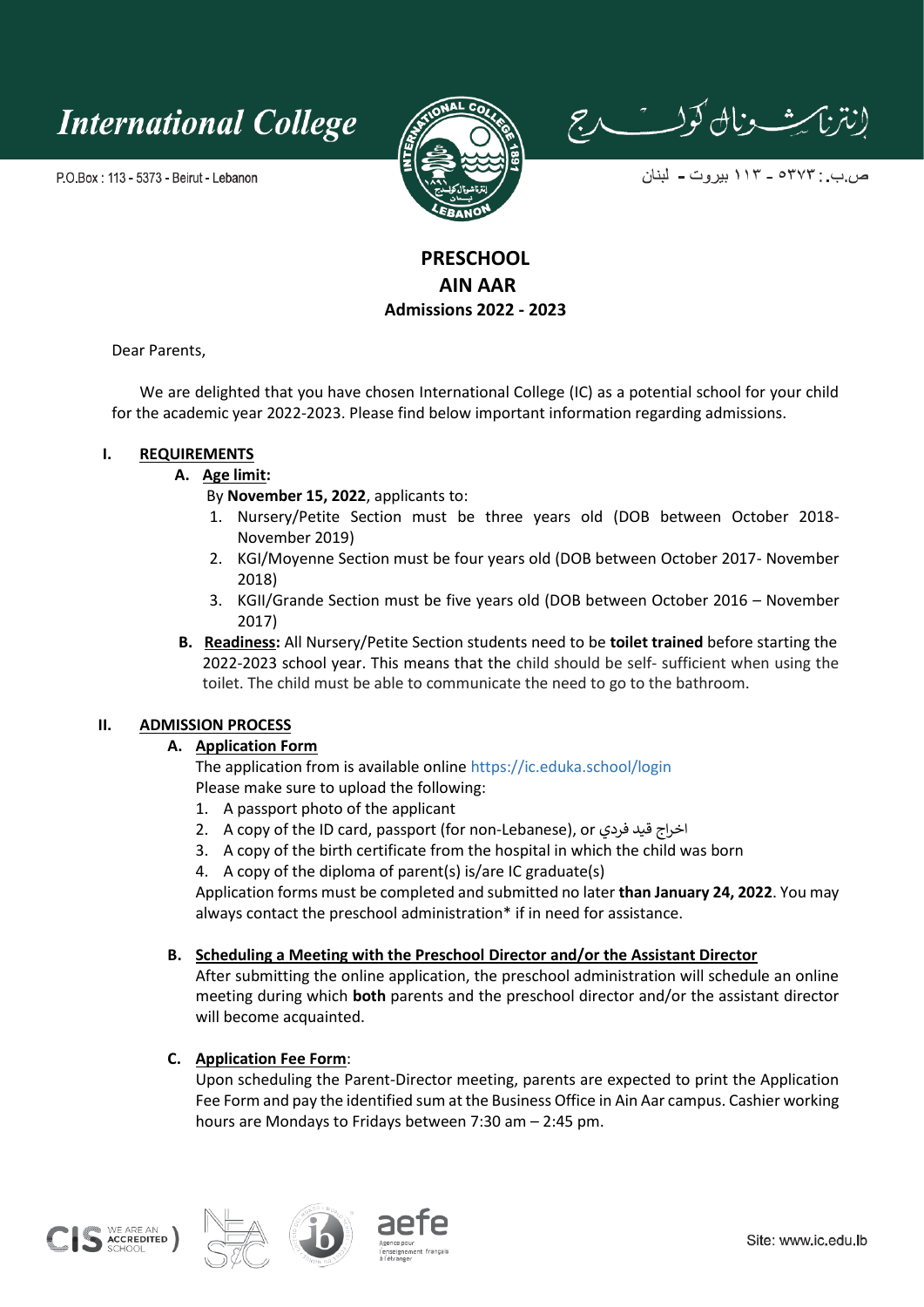International College

P.O.Box : 113 - 5373 - Beirut - Lebanon

إنترناشونال كولدج

ص.ب.: ٥٣٧٣ - ١١٣ بيروت - لبنان

# PRESCHOOL
# AIN AAR
## Admissions 2022 - 2023

Dear Parents,

We are delighted that you have chosen International College (IC) as a potential school for your child for the academic year 2022-2023. Please find below important information regarding admissions.

## I. REQUIREMENTS

### A. Age limit:

By **November 15, 2022**, applicants to:

1. Nursery/Petite Section must be three years old (DOB between October 2018- November 2019)
2. KGI/Moyenne Section must be four years old (DOB between October 2017- November 2018)
3. KGII/Grande Section must be five years old (DOB between October 2016 – November 2017)

### B. Readiness:

All Nursery/Petite Section students need to be **toilet trained** before starting the 2022-2023 school year. This means that the child should be self- sufficient when using the toilet. The child must be able to communicate the need to go to the bathroom.

## II. ADMISSION PROCESS

### A. Application Form

The application from is available online https://ic.eduka.school/login

Please make sure to upload the following:

1. A passport photo of the applicant
2. A copy of the ID card, passport (for non-Lebanese), or اخراج قيد فردي
3. A copy of the birth certificate from the hospital in which the child was born
4. A copy of the diploma of parent(s) is/are IC graduate(s)

Application forms must be completed and submitted no later **than January 24, 2022**. You may always contact the preschool administration* if in need for assistance.

### B. Scheduling a Meeting with the Preschool Director and/or the Assistant Director

After submitting the online application, the preschool administration will schedule an online meeting during which **both** parents and the preschool director and/or the assistant director will become acquainted.

### C. Application Fee Form:

Upon scheduling the Parent-Director meeting, parents are expected to print the Application Fee Form and pay the identified sum at the Business Office in Ain Aar campus. Cashier working hours are Mondays to Fridays between 7:30 am – 2:45 pm.

Site: www.ic.edu.lb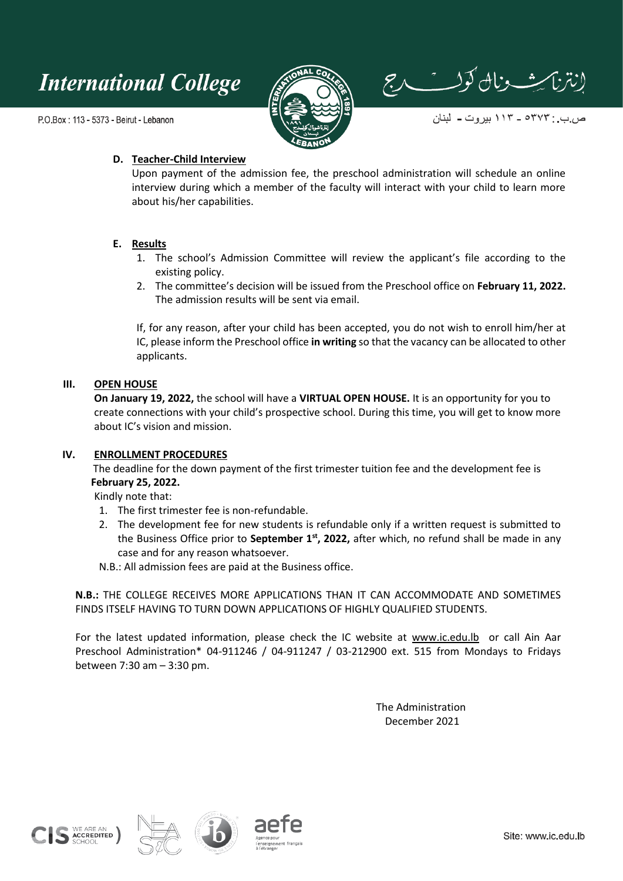D. **Teacher-Child Interview**

Upon payment of the admission fee, the preschool administration will schedule an online interview during which a member of the faculty will interact with your child to learn more about his/her capabilities.

E. **Results**

1. The school's Admission Committee will review the applicant's file according to the existing policy.
2. The committee's decision will be issued from the Preschool office on **February 11, 2022.** The admission results will be sent via email.

If, for any reason, after your child has been accepted, you do not wish to enroll him/her at IC, please inform the Preschool office **in writing** so that the vacancy can be allocated to other applicants.

## III. OPEN HOUSE

**On January 19, 2022,** the school will have a **VIRTUAL OPEN HOUSE.** It is an opportunity for you to create connections with your child's prospective school. During this time, you will get to know more about IC's vision and mission.

## IV. ENROLLMENT PROCEDURES

The deadline for the down payment of the first trimester tuition fee and the development fee is **February 25, 2022.**

Kindly note that:

1. The first trimester fee is non-refundable.
2. The development fee for new students is refundable only if a written request is submitted to the Business Office prior to **September 1st, 2022,** after which, no refund shall be made in any case and for any reason whatsoever.

N.B.: All admission fees are paid at the Business office.

**N.B.:** THE COLLEGE RECEIVES MORE APPLICATIONS THAN IT CAN ACCOMMODATE AND SOMETIMES FINDS ITSELF HAVING TO TURN DOWN APPLICATIONS OF HIGHLY QUALIFIED STUDENTS.

For the latest updated information, please check the IC website at www.ic.edu.lb or call Ain Aar Preschool Administration* 04-911246 / 04-911247 / 03-212900 ext. 515 from Mondays to Fridays between 7:30 am – 3:30 pm.

The Administration
December 2021